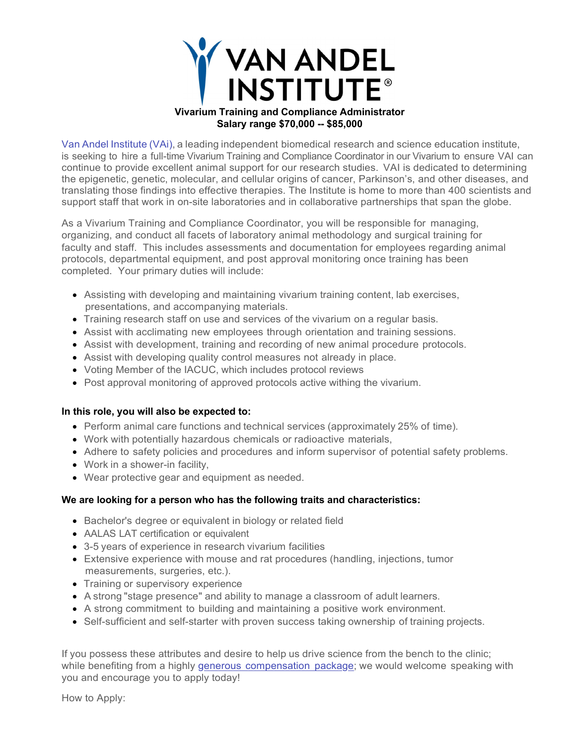# VAN ANDEL INSTITUTE®

**Vivarium Training and Compliance Administrator**
**Salary range $70,000 -- $85,000**

Van Andel Institute (VAi), a leading independent biomedical research and science education institute, is seeking to hire a full-time Vivarium Training and Compliance Coordinator in our Vivarium to ensure VAI can continue to provide excellent animal support for our research studies. VAI is dedicated to determining the epigenetic, genetic, molecular, and cellular origins of cancer, Parkinson's, and other diseases, and translating those findings into effective therapies. The Institute is home to more than 400 scientists and support staff that work in on-site laboratories and in collaborative partnerships that span the globe.

As a Vivarium Training and Compliance Coordinator, you will be responsible for managing, organizing, and conduct all facets of laboratory animal methodology and surgical training for faculty and staff. This includes assessments and documentation for employees regarding animal protocols, departmental equipment, and post approval monitoring once training has been completed. Your primary duties will include:

- Assisting with developing and maintaining vivarium training content, lab exercises, presentations, and accompanying materials.
- Training research staff on use and services of the vivarium on a regular basis.
- Assist with acclimating new employees through orientation and training sessions.
- Assist with development, training and recording of new animal procedure protocols.
- Assist with developing quality control measures not already in place.
- Voting Member of the IACUC, which includes protocol reviews
- Post approval monitoring of approved protocols active withing the vivarium.

**In this role, you will also be expected to:**

- Perform animal care functions and technical services (approximately 25% of time).
- Work with potentially hazardous chemicals or radioactive materials,
- Adhere to safety policies and procedures and inform supervisor of potential safety problems.
- Work in a shower-in facility,
- Wear protective gear and equipment as needed.

**We are looking for a person who has the following traits and characteristics:**

- Bachelor's degree or equivalent in biology or related field
- AALAS LAT certification or equivalent
- 3-5 years of experience in research vivarium facilities
- Extensive experience with mouse and rat procedures (handling, injections, tumor measurements, surgeries, etc.).
- Training or supervisory experience
- A strong "stage presence" and ability to manage a classroom of adult learners.
- A strong commitment to building and maintaining a positive work environment.
- Self-sufficient and self-starter with proven success taking ownership of training projects.

If you possess these attributes and desire to help us drive science from the bench to the clinic; while benefiting from a highly generous compensation package; we would welcome speaking with you and encourage you to apply today!

How to Apply: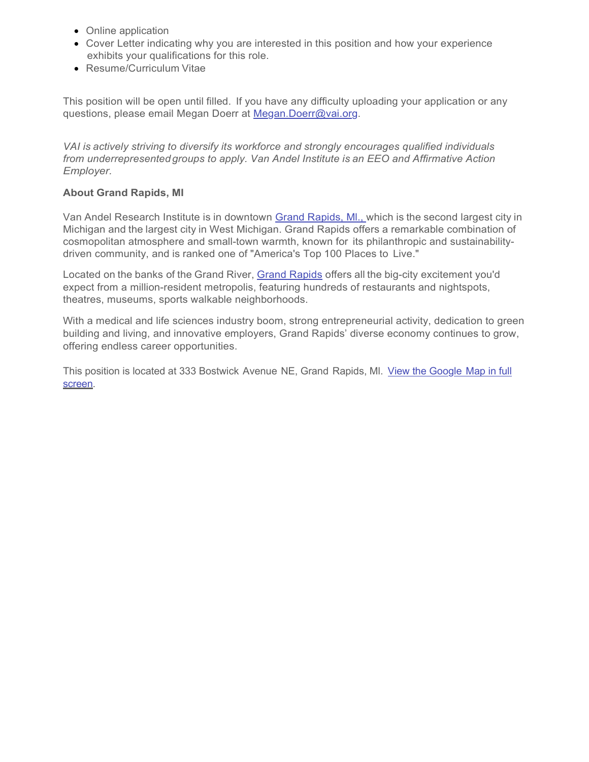- Online application
- Cover Letter indicating why you are interested in this position and how your experience exhibits your qualifications for this role.
- Resume/Curriculum Vitae

This position will be open until filled. If you have any difficulty uploading your application or any questions, please email Megan Doerr at Megan.Doerr@vai.org.

*VAI is actively striving to diversify its workforce and strongly encourages qualified individuals from underrepresented groups to apply. Van Andel Institute is an EEO and Affirmative Action Employer.*

**About Grand Rapids, MI**

Van Andel Research Institute is in downtown Grand Rapids, MI, which is the second largest city in Michigan and the largest city in West Michigan. Grand Rapids offers a remarkable combination of cosmopolitan atmosphere and small-town warmth, known for its philanthropic and sustainability-driven community, and is ranked one of "America's Top 100 Places to Live."

Located on the banks of the Grand River, Grand Rapids offers all the big-city excitement you'd expect from a million-resident metropolis, featuring hundreds of restaurants and nightspots, theatres, museums, sports walkable neighborhoods.

With a medical and life sciences industry boom, strong entrepreneurial activity, dedication to green building and living, and innovative employers, Grand Rapids' diverse economy continues to grow, offering endless career opportunities.

This position is located at 333 Bostwick Avenue NE, Grand Rapids, MI. View the Google Map in full screen.